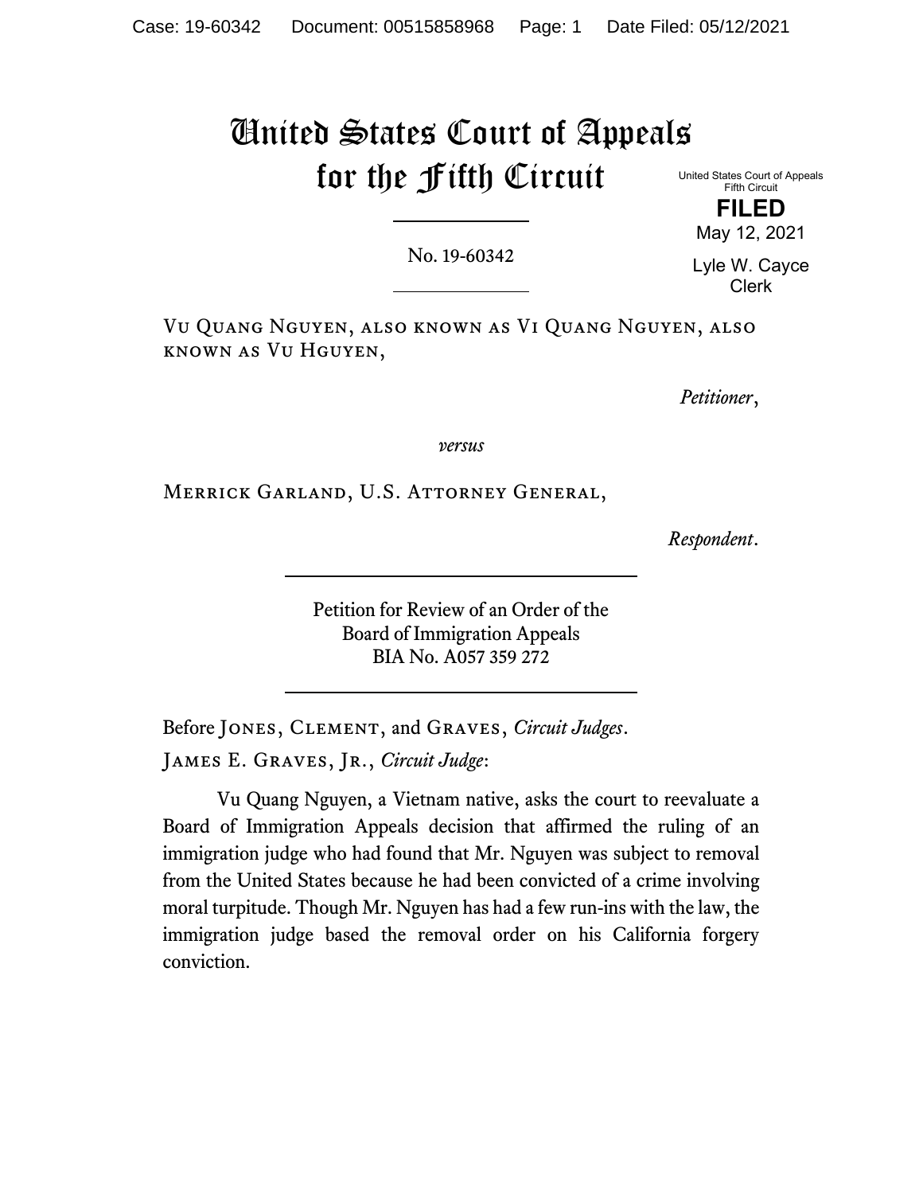# United States Court of Appeals for the Fifth Circuit

United States Court of Appeals
Fifth Circuit

**FILED**

May 12, 2021

Lyle W. Cayce
Clerk

No. 19-60342

Vu Quang Nguyen, also known as Vi Quang Nguyen, also known as Vu Hguyen,

*Petitioner*,

*versus*

Merrick Garland, U.S. Attorney General,

*Respondent*.

Petition for Review of an Order of the Board of Immigration Appeals
BIA No. A057 359 272

Before Jones, Clement, and Graves, *Circuit Judges*.

James E. Graves, Jr., *Circuit Judge*:

Vu Quang Nguyen, a Vietnam native, asks the court to reevaluate a Board of Immigration Appeals decision that affirmed the ruling of an immigration judge who had found that Mr. Nguyen was subject to removal from the United States because he had been convicted of a crime involving moral turpitude. Though Mr. Nguyen has had a few run-ins with the law, the immigration judge based the removal order on his California forgery conviction.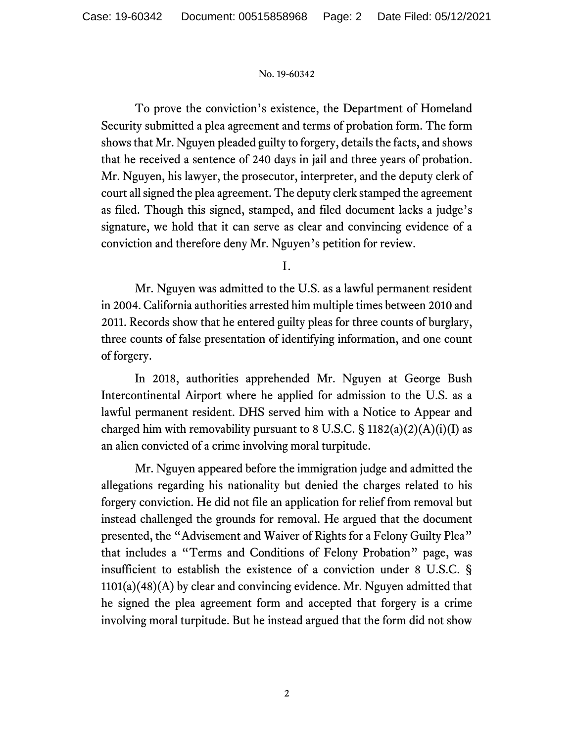To prove the conviction's existence, the Department of Homeland Security submitted a plea agreement and terms of probation form. The form shows that Mr. Nguyen pleaded guilty to forgery, details the facts, and shows that he received a sentence of 240 days in jail and three years of probation. Mr. Nguyen, his lawyer, the prosecutor, interpreter, and the deputy clerk of court all signed the plea agreement. The deputy clerk stamped the agreement as filed. Though this signed, stamped, and filed document lacks a judge's signature, we hold that it can serve as clear and convincing evidence of a conviction and therefore deny Mr. Nguyen's petition for review.

## I.

Mr. Nguyen was admitted to the U.S. as a lawful permanent resident in 2004. California authorities arrested him multiple times between 2010 and 2011. Records show that he entered guilty pleas for three counts of burglary, three counts of false presentation of identifying information, and one count of forgery.

In 2018, authorities apprehended Mr. Nguyen at George Bush Intercontinental Airport where he applied for admission to the U.S. as a lawful permanent resident. DHS served him with a Notice to Appear and charged him with removability pursuant to 8 U.S.C. § 1182(a)(2)(A)(i)(I) as an alien convicted of a crime involving moral turpitude.

Mr. Nguyen appeared before the immigration judge and admitted the allegations regarding his nationality but denied the charges related to his forgery conviction. He did not file an application for relief from removal but instead challenged the grounds for removal. He argued that the document presented, the "Advisement and Waiver of Rights for a Felony Guilty Plea" that includes a "Terms and Conditions of Felony Probation" page, was insufficient to establish the existence of a conviction under 8 U.S.C. § 1101(a)(48)(A) by clear and convincing evidence. Mr. Nguyen admitted that he signed the plea agreement form and accepted that forgery is a crime involving moral turpitude. But he instead argued that the form did not show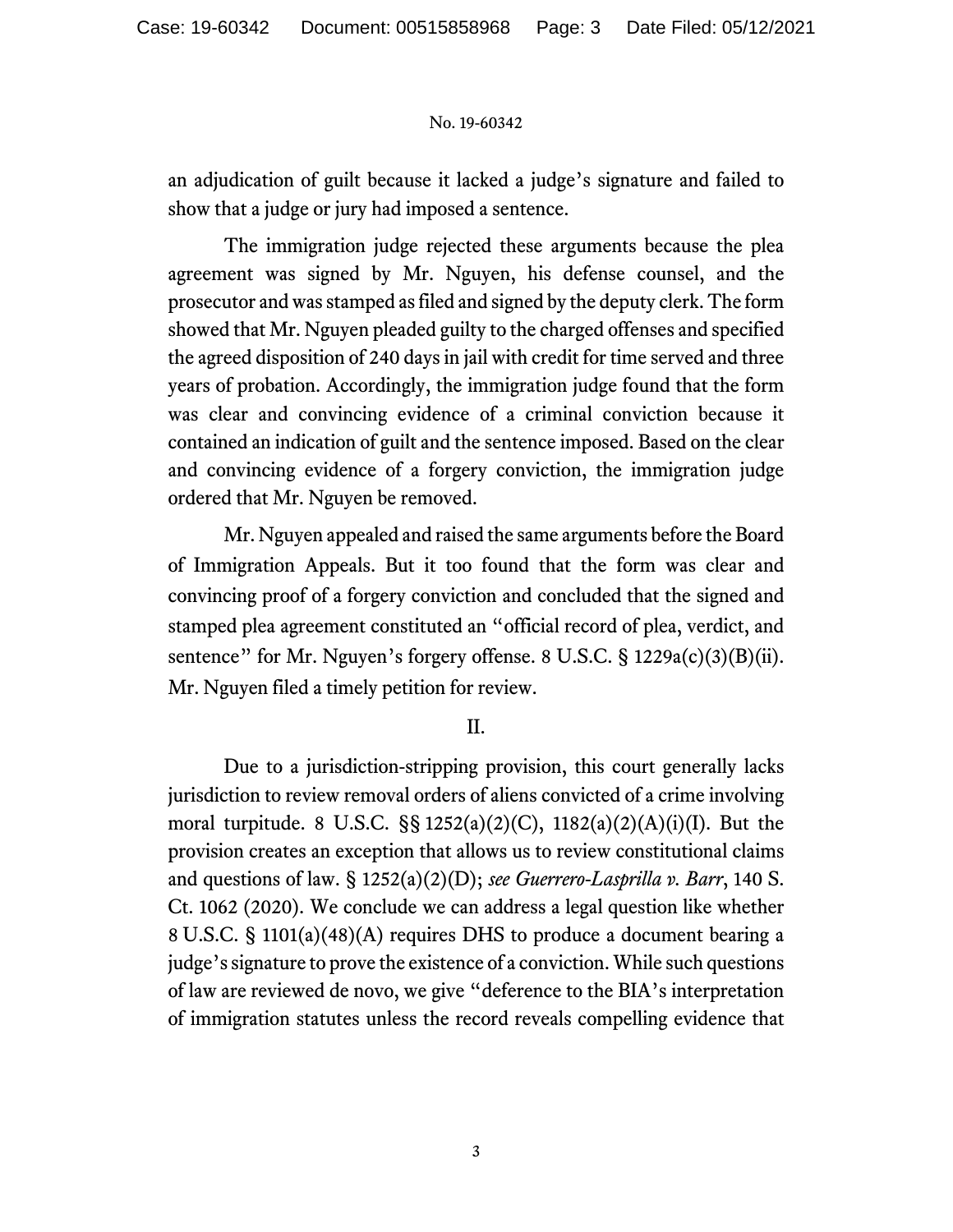an adjudication of guilt because it lacked a judge's signature and failed to show that a judge or jury had imposed a sentence.

The immigration judge rejected these arguments because the plea agreement was signed by Mr. Nguyen, his defense counsel, and the prosecutor and was stamped as filed and signed by the deputy clerk. The form showed that Mr. Nguyen pleaded guilty to the charged offenses and specified the agreed disposition of 240 days in jail with credit for time served and three years of probation. Accordingly, the immigration judge found that the form was clear and convincing evidence of a criminal conviction because it contained an indication of guilt and the sentence imposed. Based on the clear and convincing evidence of a forgery conviction, the immigration judge ordered that Mr. Nguyen be removed.

Mr. Nguyen appealed and raised the same arguments before the Board of Immigration Appeals. But it too found that the form was clear and convincing proof of a forgery conviction and concluded that the signed and stamped plea agreement constituted an "official record of plea, verdict, and sentence" for Mr. Nguyen's forgery offense. 8 U.S.C. § 1229a(c)(3)(B)(ii). Mr. Nguyen filed a timely petition for review.

## II.

Due to a jurisdiction-stripping provision, this court generally lacks jurisdiction to review removal orders of aliens convicted of a crime involving moral turpitude. 8 U.S.C. §§ 1252(a)(2)(C), 1182(a)(2)(A)(i)(I). But the provision creates an exception that allows us to review constitutional claims and questions of law. § 1252(a)(2)(D); *see Guerrero-Lasprilla v. Barr*, 140 S. Ct. 1062 (2020). We conclude we can address a legal question like whether 8 U.S.C. § 1101(a)(48)(A) requires DHS to produce a document bearing a judge's signature to prove the existence of a conviction. While such questions of law are reviewed de novo, we give "deference to the BIA's interpretation of immigration statutes unless the record reveals compelling evidence that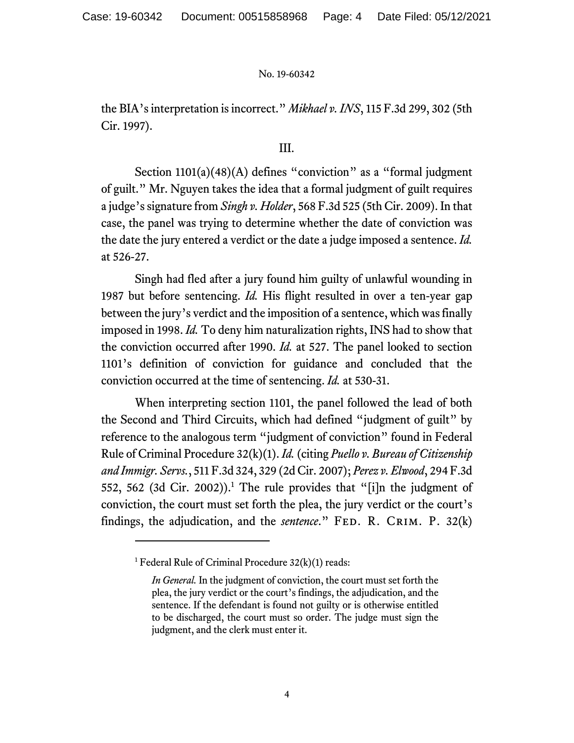the BIA's interpretation is incorrect." *Mikhael v. INS*, 115 F.3d 299, 302 (5th Cir. 1997).

III.

Section 1101(a)(48)(A) defines "conviction" as a "formal judgment of guilt." Mr. Nguyen takes the idea that a formal judgment of guilt requires a judge's signature from *Singh v. Holder*, 568 F.3d 525 (5th Cir. 2009). In that case, the panel was trying to determine whether the date of conviction was the date the jury entered a verdict or the date a judge imposed a sentence. *Id.* at 526-27.

Singh had fled after a jury found him guilty of unlawful wounding in 1987 but before sentencing. *Id.* His flight resulted in over a ten-year gap between the jury's verdict and the imposition of a sentence, which was finally imposed in 1998. *Id.* To deny him naturalization rights, INS had to show that the conviction occurred after 1990. *Id.* at 527. The panel looked to section 1101's definition of conviction for guidance and concluded that the conviction occurred at the time of sentencing. *Id.* at 530-31.

When interpreting section 1101, the panel followed the lead of both the Second and Third Circuits, which had defined "judgment of guilt" by reference to the analogous term "judgment of conviction" found in Federal Rule of Criminal Procedure 32(k)(1). *Id.* (citing *Puello v. Bureau of Citizenship and Immigr. Servs.*, 511 F.3d 324, 329 (2d Cir. 2007); *Perez v. Elwood*, 294 F.3d 552, 562 (3d Cir. 2002)).[1] The rule provides that "[i]n the judgment of conviction, the court must set forth the plea, the jury verdict or the court's findings, the adjudication, and the *sentence*." FED. R. CRIM. P. 32(k)

---

[1] Federal Rule of Criminal Procedure 32(k)(1) reads:

> *In General.* In the judgment of conviction, the court must set forth the plea, the jury verdict or the court's findings, the adjudication, and the sentence. If the defendant is found not guilty or is otherwise entitled to be discharged, the court must so order. The judge must sign the judgment, and the clerk must enter it.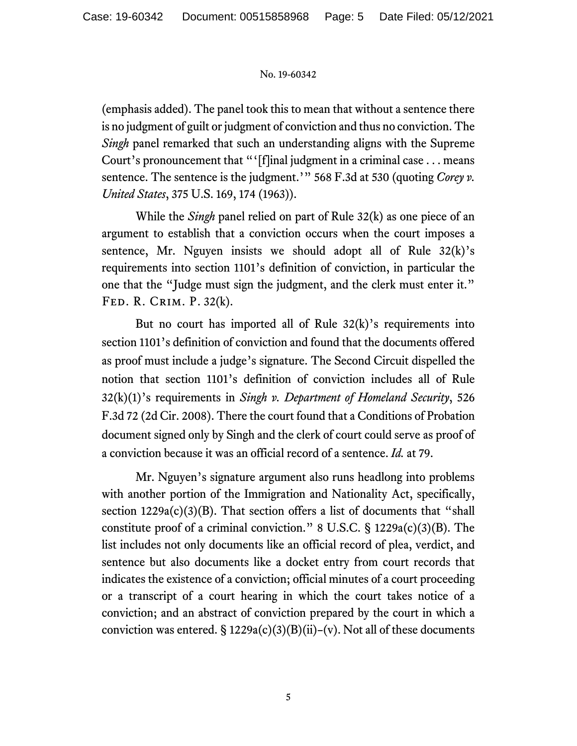(emphasis added). The panel took this to mean that without a sentence there is no judgment of guilt or judgment of conviction and thus no conviction. The *Singh* panel remarked that such an understanding aligns with the Supreme Court's pronouncement that "'[f]inal judgment in a criminal case . . . means sentence. The sentence is the judgment.'" 568 F.3d at 530 (quoting *Corey v. United States*, 375 U.S. 169, 174 (1963)).

While the *Singh* panel relied on part of Rule 32(k) as one piece of an argument to establish that a conviction occurs when the court imposes a sentence, Mr. Nguyen insists we should adopt all of Rule 32(k)'s requirements into section 1101's definition of conviction, in particular the one that the "Judge must sign the judgment, and the clerk must enter it." FED. R. CRIM. P. 32(k).

But no court has imported all of Rule 32(k)'s requirements into section 1101's definition of conviction and found that the documents offered as proof must include a judge's signature. The Second Circuit dispelled the notion that section 1101's definition of conviction includes all of Rule 32(k)(1)'s requirements in *Singh v. Department of Homeland Security*, 526 F.3d 72 (2d Cir. 2008). There the court found that a Conditions of Probation document signed only by Singh and the clerk of court could serve as proof of a conviction because it was an official record of a sentence. *Id.* at 79.

Mr. Nguyen's signature argument also runs headlong into problems with another portion of the Immigration and Nationality Act, specifically, section 1229a(c)(3)(B). That section offers a list of documents that "shall constitute proof of a criminal conviction." 8 U.S.C. § 1229a(c)(3)(B). The list includes not only documents like an official record of plea, verdict, and sentence but also documents like a docket entry from court records that indicates the existence of a conviction; official minutes of a court proceeding or a transcript of a court hearing in which the court takes notice of a conviction; and an abstract of conviction prepared by the court in which a conviction was entered. § 1229a(c)(3)(B)(ii)–(v). Not all of these documents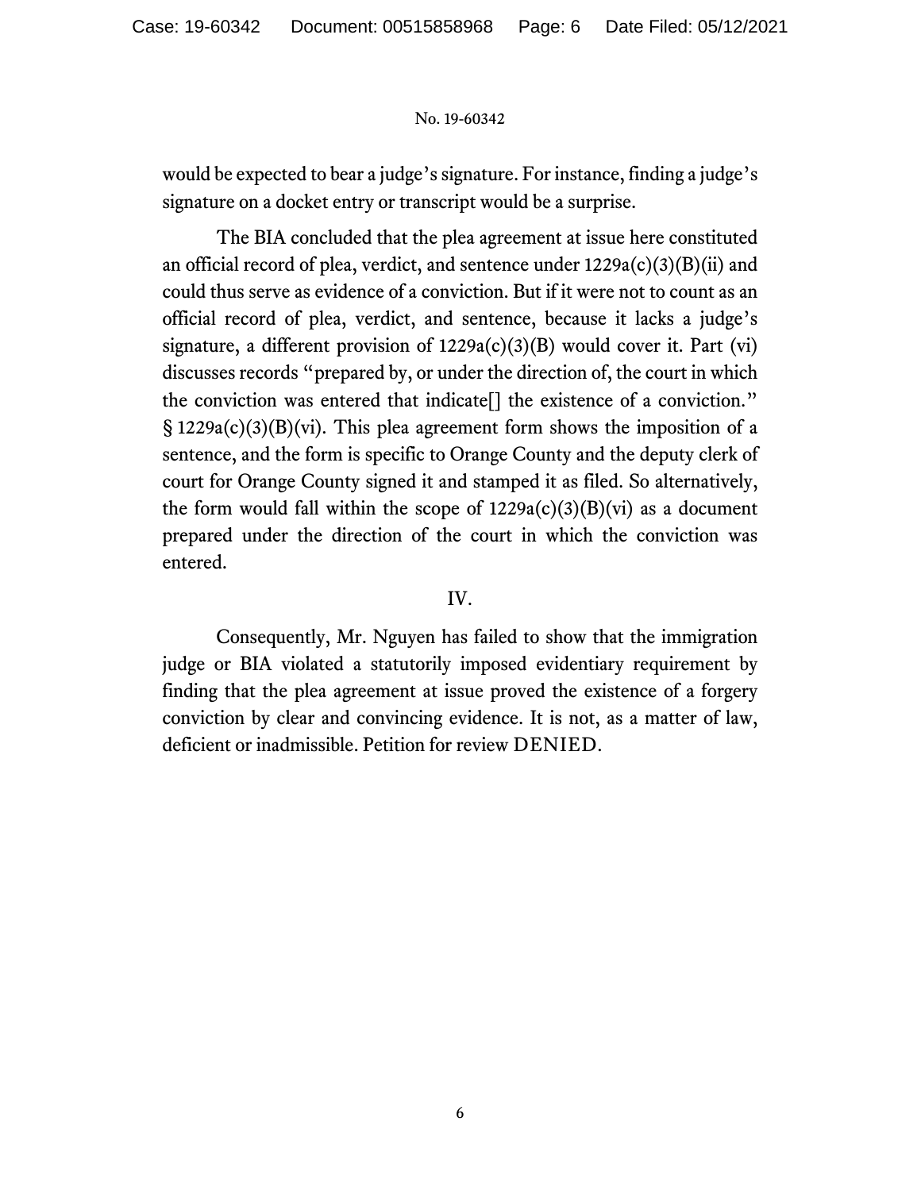would be expected to bear a judge's signature. For instance, finding a judge's signature on a docket entry or transcript would be a surprise.

The BIA concluded that the plea agreement at issue here constituted an official record of plea, verdict, and sentence under 1229a(c)(3)(B)(ii) and could thus serve as evidence of a conviction. But if it were not to count as an official record of plea, verdict, and sentence, because it lacks a judge's signature, a different provision of 1229a(c)(3)(B) would cover it. Part (vi) discusses records "prepared by, or under the direction of, the court in which the conviction was entered that indicate[] the existence of a conviction." § 1229a(c)(3)(B)(vi). This plea agreement form shows the imposition of a sentence, and the form is specific to Orange County and the deputy clerk of court for Orange County signed it and stamped it as filed. So alternatively, the form would fall within the scope of 1229a(c)(3)(B)(vi) as a document prepared under the direction of the court in which the conviction was entered.

## IV.

Consequently, Mr. Nguyen has failed to show that the immigration judge or BIA violated a statutorily imposed evidentiary requirement by finding that the plea agreement at issue proved the existence of a forgery conviction by clear and convincing evidence. It is not, as a matter of law, deficient or inadmissible. Petition for review DENIED.